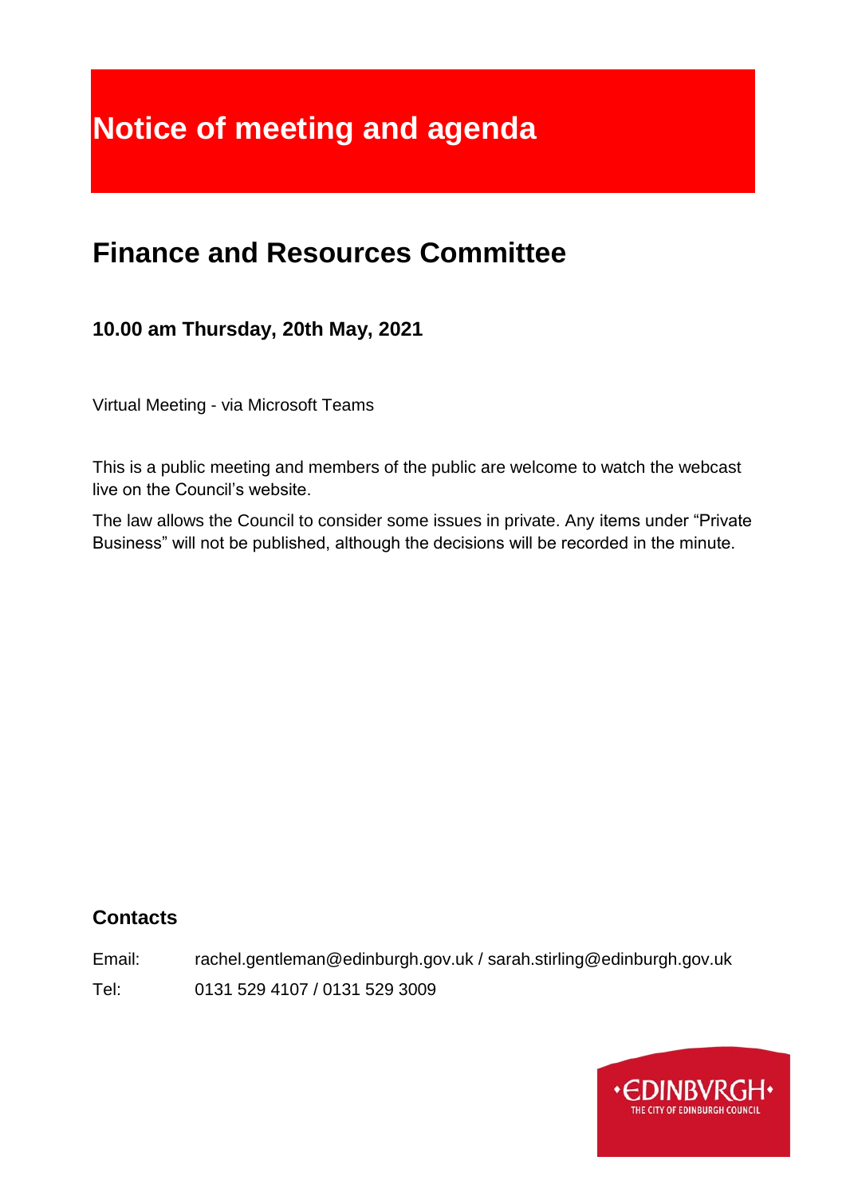# Notice of meeting and agenda

## Finance and Resources Committee

### 10.00 am Thursday, 20th May, 2021

Virtual Meeting - via Microsoft Teams

This is a public meeting and members of the public are welcome to watch the webcast live on the Council's website.

The law allows the Council to consider some issues in private. Any items under "Private Business" will not be published, although the decisions will be recorded in the minute.

### Contacts

Email: rachel.gentleman@edinburgh.gov.uk / sarah.stirling@edinburgh.gov.uk

Tel: 0131 529 4107 / 0131 529 3009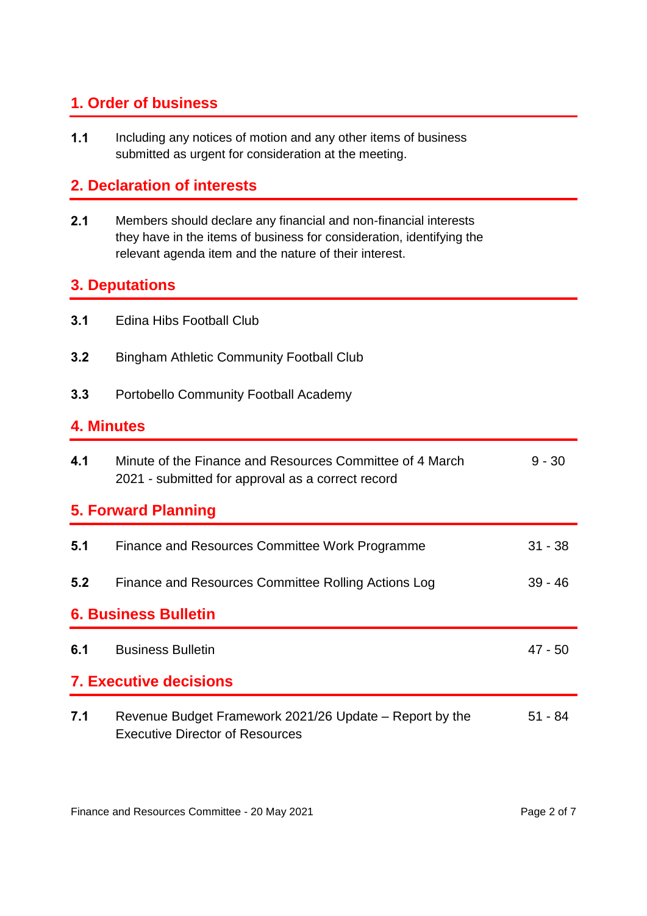## 1. Order of business

**1.1** Including any notices of motion and any other items of business submitted as urgent for consideration at the meeting.

## 2. Declaration of interests

**2.1** Members should declare any financial and non-financial interests they have in the items of business for consideration, identifying the relevant agenda item and the nature of their interest.

## 3. Deputations

**3.1** Edina Hibs Football Club

**3.2** Bingham Athletic Community Football Club

**3.3** Portobello Community Football Academy

## 4. Minutes

| | | |
|---|---|---|
| **4.1** | Minute of the Finance and Resources Committee of 4 March 2021 - submitted for approval as a correct record | 9 - 30 |

## 5. Forward Planning

| | | |
|---|---|---|
| **5.1** | Finance and Resources Committee Work Programme | 31 - 38 |
| **5.2** | Finance and Resources Committee Rolling Actions Log | 39 - 46 |

## 6. Business Bulletin

| | | |
|---|---|---|
| **6.1** | Business Bulletin | 47 - 50 |

## 7. Executive decisions

| | | |
|---|---|---|
| **7.1** | Revenue Budget Framework 2021/26 Update – Report by the Executive Director of Resources | 51 - 84 |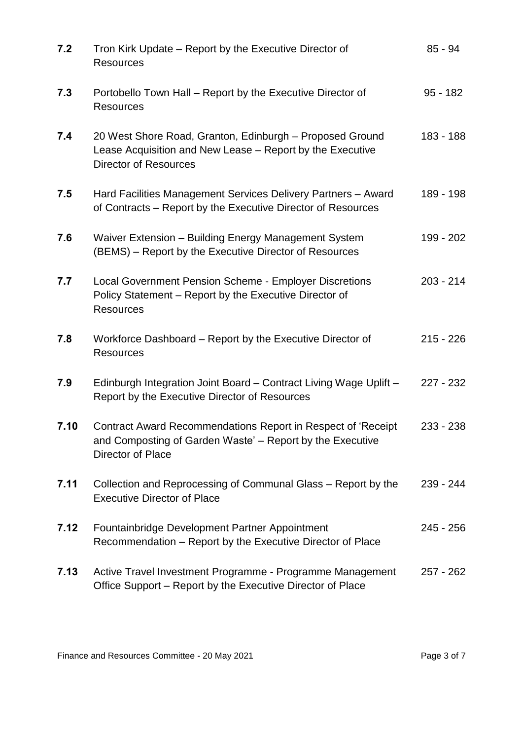| | | |
|---|---|---|
| **7.2** | Tron Kirk Update – Report by the Executive Director of Resources | 85 - 94 |
| **7.3** | Portobello Town Hall – Report by the Executive Director of Resources | 95 - 182 |
| **7.4** | 20 West Shore Road, Granton, Edinburgh – Proposed Ground Lease Acquisition and New Lease – Report by the Executive Director of Resources | 183 - 188 |
| **7.5** | Hard Facilities Management Services Delivery Partners – Award of Contracts – Report by the Executive Director of Resources | 189 - 198 |
| **7.6** | Waiver Extension – Building Energy Management System (BEMS) – Report by the Executive Director of Resources | 199 - 202 |
| **7.7** | Local Government Pension Scheme - Employer Discretions Policy Statement – Report by the Executive Director of Resources | 203 - 214 |
| **7.8** | Workforce Dashboard – Report by the Executive Director of Resources | 215 - 226 |
| **7.9** | Edinburgh Integration Joint Board – Contract Living Wage Uplift – Report by the Executive Director of Resources | 227 - 232 |
| **7.10** | Contract Award Recommendations Report in Respect of 'Receipt and Composting of Garden Waste' – Report by the Executive Director of Place | 233 - 238 |
| **7.11** | Collection and Reprocessing of Communal Glass – Report by the Executive Director of Place | 239 - 244 |
| **7.12** | Fountainbridge Development Partner Appointment Recommendation – Report by the Executive Director of Place | 245 - 256 |
| **7.13** | Active Travel Investment Programme - Programme Management Office Support – Report by the Executive Director of Place | 257 - 262 |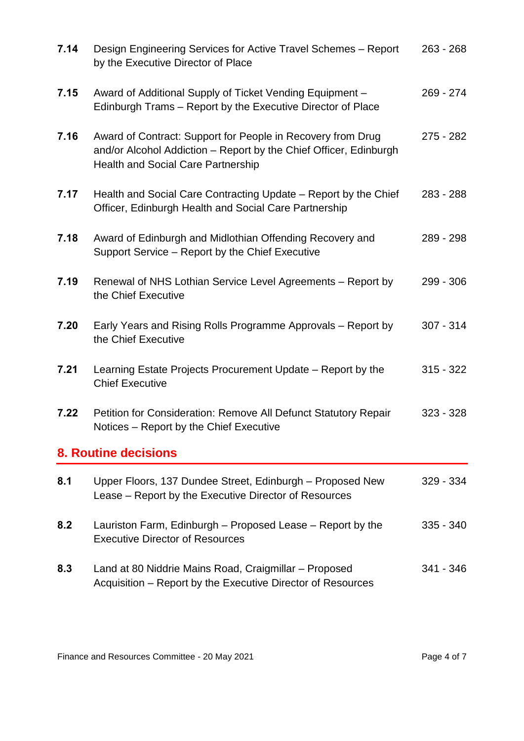| | | |
|---|---|---|
| **7.14** | Design Engineering Services for Active Travel Schemes – Report by the Executive Director of Place | 263 - 268 |
| **7.15** | Award of Additional Supply of Ticket Vending Equipment – Edinburgh Trams – Report by the Executive Director of Place | 269 - 274 |
| **7.16** | Award of Contract: Support for People in Recovery from Drug and/or Alcohol Addiction – Report by the Chief Officer, Edinburgh Health and Social Care Partnership | 275 - 282 |
| **7.17** | Health and Social Care Contracting Update – Report by the Chief Officer, Edinburgh Health and Social Care Partnership | 283 - 288 |
| **7.18** | Award of Edinburgh and Midlothian Offending Recovery and Support Service – Report by the Chief Executive | 289 - 298 |
| **7.19** | Renewal of NHS Lothian Service Level Agreements – Report by the Chief Executive | 299 - 306 |
| **7.20** | Early Years and Rising Rolls Programme Approvals – Report by the Chief Executive | 307 - 314 |
| **7.21** | Learning Estate Projects Procurement Update – Report by the Chief Executive | 315 - 322 |
| **7.22** | Petition for Consideration: Remove All Defunct Statutory Repair Notices – Report by the Chief Executive | 323 - 328 |

## 8. Routine decisions

| | | |
|---|---|---|
| **8.1** | Upper Floors, 137 Dundee Street, Edinburgh – Proposed New Lease – Report by the Executive Director of Resources | 329 - 334 |
| **8.2** | Lauriston Farm, Edinburgh – Proposed Lease – Report by the Executive Director of Resources | 335 - 340 |
| **8.3** | Land at 80 Niddrie Mains Road, Craigmillar – Proposed Acquisition – Report by the Executive Director of Resources | 341 - 346 |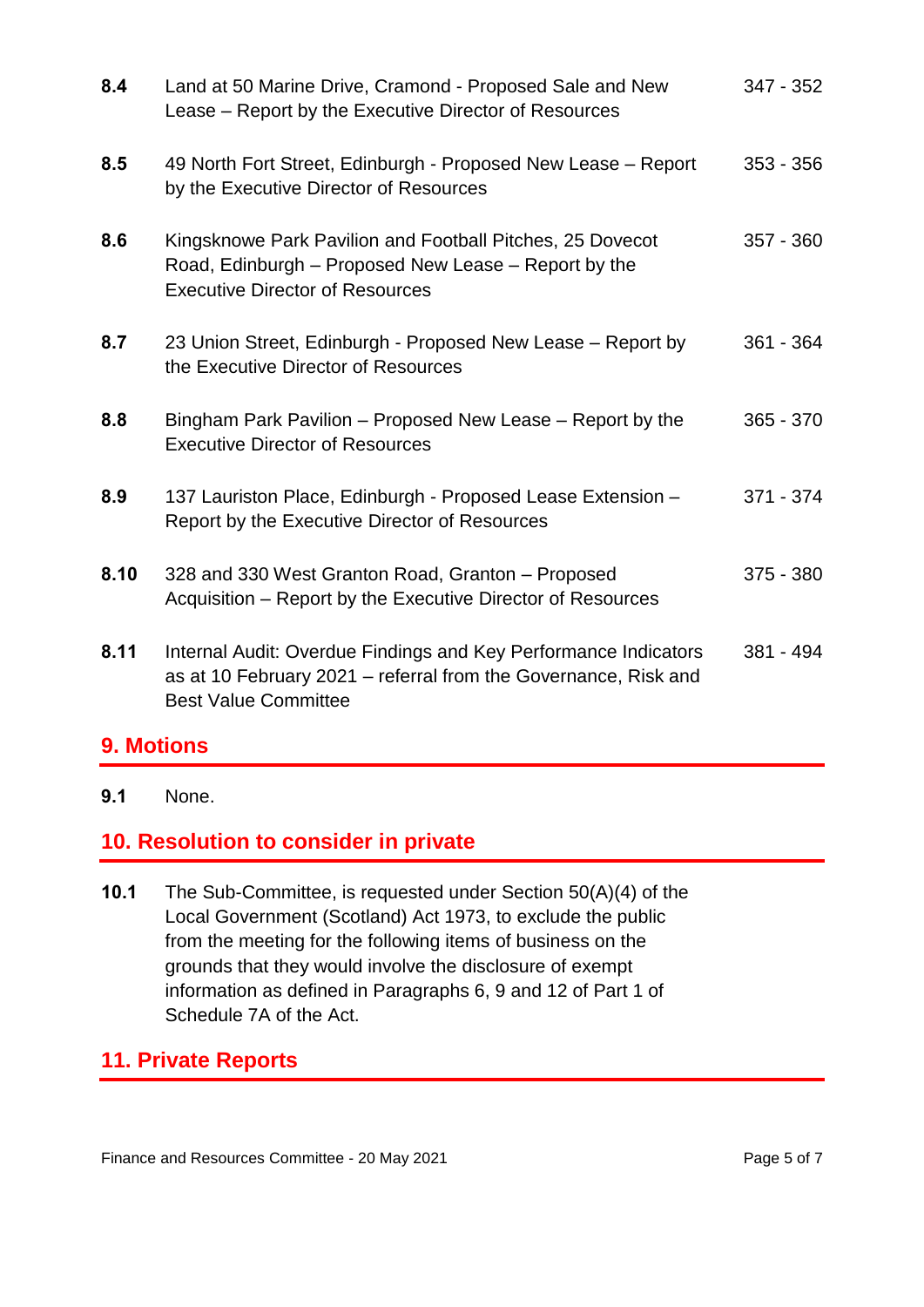| | | |
|---|---|---|
| **8.4** | Land at 50 Marine Drive, Cramond - Proposed Sale and New Lease – Report by the Executive Director of Resources | 347 - 352 |
| **8.5** | 49 North Fort Street, Edinburgh - Proposed New Lease – Report by the Executive Director of Resources | 353 - 356 |
| **8.6** | Kingsknowe Park Pavilion and Football Pitches, 25 Dovecot Road, Edinburgh – Proposed New Lease – Report by the Executive Director of Resources | 357 - 360 |
| **8.7** | 23 Union Street, Edinburgh - Proposed New Lease – Report by the Executive Director of Resources | 361 - 364 |
| **8.8** | Bingham Park Pavilion – Proposed New Lease – Report by the Executive Director of Resources | 365 - 370 |
| **8.9** | 137 Lauriston Place, Edinburgh - Proposed Lease Extension – Report by the Executive Director of Resources | 371 - 374 |
| **8.10** | 328 and 330 West Granton Road, Granton – Proposed Acquisition – Report by the Executive Director of Resources | 375 - 380 |
| **8.11** | Internal Audit: Overdue Findings and Key Performance Indicators as at 10 February 2021 – referral from the Governance, Risk and Best Value Committee | 381 - 494 |

## 9. Motions

**9.1** None.

## 10. Resolution to consider in private

**10.1** The Sub-Committee, is requested under Section 50(A)(4) of the Local Government (Scotland) Act 1973, to exclude the public from the meeting for the following items of business on the grounds that they would involve the disclosure of exempt information as defined in Paragraphs 6, 9 and 12 of Part 1 of Schedule 7A of the Act.

## 11. Private Reports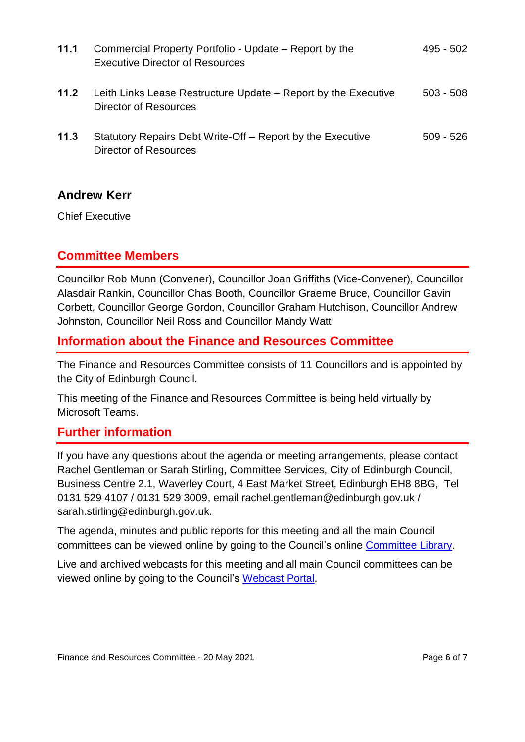| | | |
|---|---|---|
| **11.1** | Commercial Property Portfolio - Update – Report by the Executive Director of Resources | 495 - 502 |
| **11.2** | Leith Links Lease Restructure Update – Report by the Executive Director of Resources | 503 - 508 |
| **11.3** | Statutory Repairs Debt Write-Off – Report by the Executive Director of Resources | 509 - 526 |

**Andrew Kerr**

Chief Executive

## Committee Members

Councillor Rob Munn (Convener), Councillor Joan Griffiths (Vice-Convener), Councillor Alasdair Rankin, Councillor Chas Booth, Councillor Graeme Bruce, Councillor Gavin Corbett, Councillor George Gordon, Councillor Graham Hutchison, Councillor Andrew Johnston, Councillor Neil Ross and Councillor Mandy Watt

## Information about the Finance and Resources Committee

The Finance and Resources Committee consists of 11 Councillors and is appointed by the City of Edinburgh Council.

This meeting of the Finance and Resources Committee is being held virtually by Microsoft Teams.

## Further information

If you have any questions about the agenda or meeting arrangements, please contact Rachel Gentleman or Sarah Stirling, Committee Services, City of Edinburgh Council, Business Centre 2.1, Waverley Court, 4 East Market Street, Edinburgh EH8 8BG, Tel 0131 529 4107 / 0131 529 3009, email rachel.gentleman@edinburgh.gov.uk / sarah.stirling@edinburgh.gov.uk.

The agenda, minutes and public reports for this meeting and all the main Council committees can be viewed online by going to the Council's online Committee Library.

Live and archived webcasts for this meeting and all main Council committees can be viewed online by going to the Council's Webcast Portal.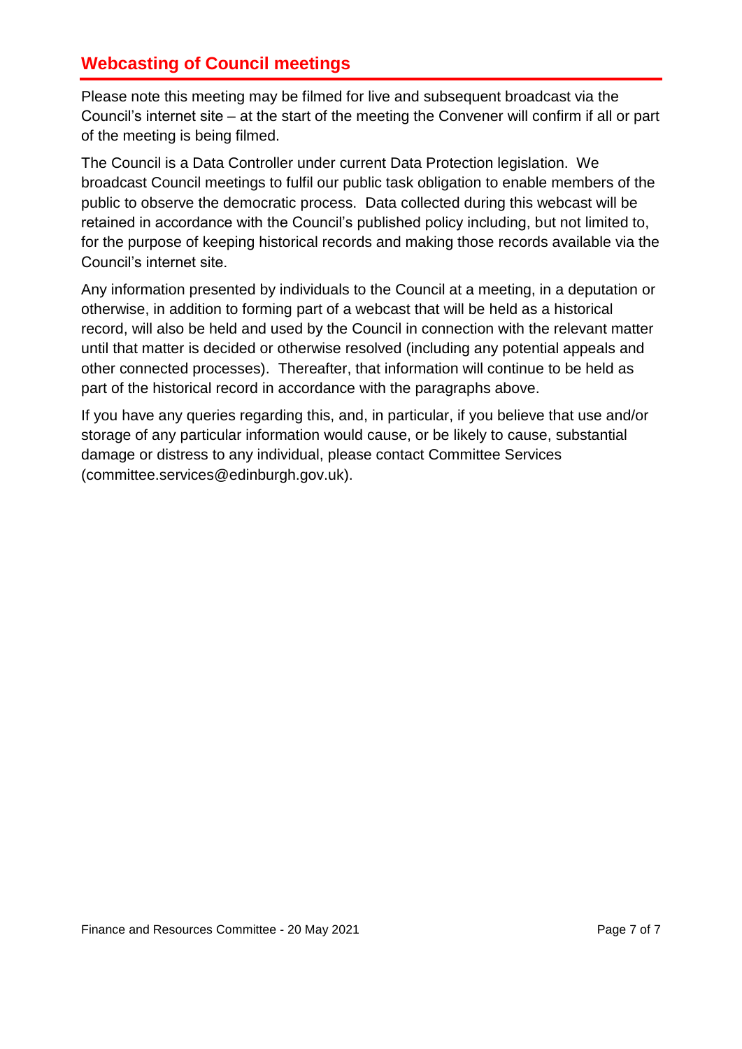## Webcasting of Council meetings

Please note this meeting may be filmed for live and subsequent broadcast via the Council's internet site – at the start of the meeting the Convener will confirm if all or part of the meeting is being filmed.

The Council is a Data Controller under current Data Protection legislation. We broadcast Council meetings to fulfil our public task obligation to enable members of the public to observe the democratic process. Data collected during this webcast will be retained in accordance with the Council's published policy including, but not limited to, for the purpose of keeping historical records and making those records available via the Council's internet site.

Any information presented by individuals to the Council at a meeting, in a deputation or otherwise, in addition to forming part of a webcast that will be held as a historical record, will also be held and used by the Council in connection with the relevant matter until that matter is decided or otherwise resolved (including any potential appeals and other connected processes). Thereafter, that information will continue to be held as part of the historical record in accordance with the paragraphs above.

If you have any queries regarding this, and, in particular, if you believe that use and/or storage of any particular information would cause, or be likely to cause, substantial damage or distress to any individual, please contact Committee Services (committee.services@edinburgh.gov.uk).